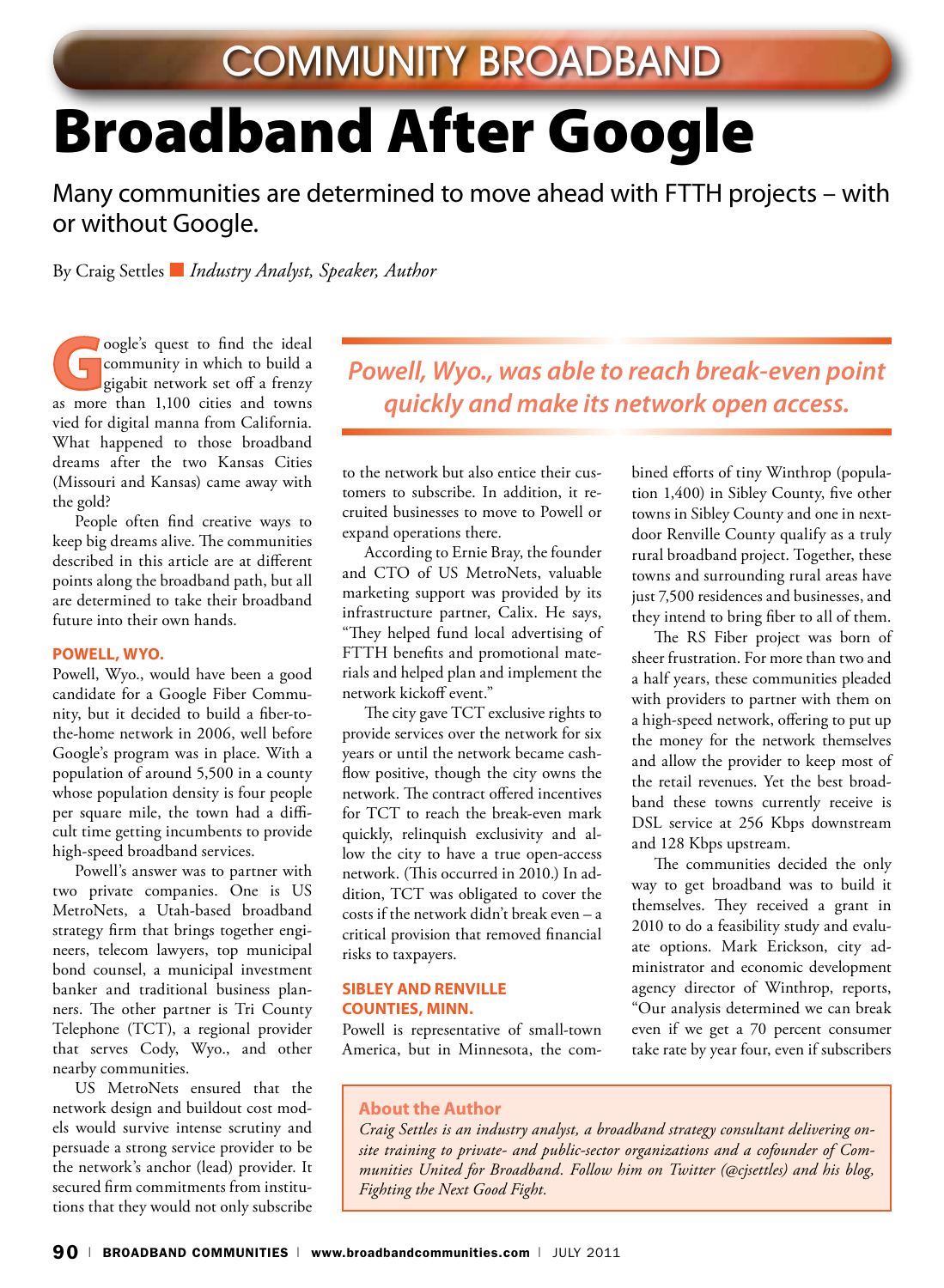COMMUNITY BROADBAND

# Broadband After Google

Many communities are determined to move ahead with FTTH projects – with or without Google.

By Craig Settles ■ *Industry Analyst, Speaker, Author*

Google's quest to find the ideal community in which to build a gigabit network set off a frenzy as more than 1,100 cities and towns vied for digital manna from California. What happened to those broadband dreams after the two Kansas Cities (Missouri and Kansas) came away with the gold?

People often find creative ways to keep big dreams alive. The communities described in this article are at different points along the broadband path, but all are determined to take their broadband future into their own hands.

### POWELL, WYO.

Powell, Wyo., would have been a good candidate for a Google Fiber Community, but it decided to build a fiber-to-the-home network in 2006, well before Google's program was in place. With a population of around 5,500 in a county whose population density is four people per square mile, the town had a difficult time getting incumbents to provide high-speed broadband services.

Powell's answer was to partner with two private companies. One is US MetroNets, a Utah-based broadband strategy firm that brings together engineers, telecom lawyers, top municipal bond counsel, a municipal investment banker and traditional business planners. The other partner is Tri County Telephone (TCT), a regional provider that serves Cody, Wyo., and other nearby communities.

US MetroNets ensured that the network design and buildout cost models would survive intense scrutiny and persuade a strong service provider to be the network's anchor (lead) provider. It secured firm commitments from institutions that they would not only subscribe to the network but also entice their customers to subscribe. In addition, it recruited businesses to move to Powell or expand operations there.

*Powell, Wyo., was able to reach break-even point quickly and make its network open access.*

According to Ernie Bray, the founder and CTO of US MetroNets, valuable marketing support was provided by its infrastructure partner, Calix. He says, "They helped fund local advertising of FTTH benefits and promotional materials and helped plan and implement the network kickoff event."

The city gave TCT exclusive rights to provide services over the network for six years or until the network became cash-flow positive, though the city owns the network. The contract offered incentives for TCT to reach the break-even mark quickly, relinquish exclusivity and allow the city to have a true open-access network. (This occurred in 2010.) In addition, TCT was obligated to cover the costs if the network didn't break even – a critical provision that removed financial risks to taxpayers.

### SIBLEY AND RENVILLE COUNTIES, MINN.

Powell is representative of small-town America, but in Minnesota, the combined efforts of tiny Winthrop (population 1,400) in Sibley County, five other towns in Sibley County and one in next-door Renville County qualify as a truly rural broadband project. Together, these towns and surrounding rural areas have just 7,500 residences and businesses, and they intend to bring fiber to all of them.

The RS Fiber project was born of sheer frustration. For more than two and a half years, these communities pleaded with providers to partner with them on a high-speed network, offering to put up the money for the network themselves and allow the provider to keep most of the retail revenues. Yet the best broadband these towns currently receive is DSL service at 256 Kbps downstream and 128 Kbps upstream.

The communities decided the only way to get broadband was to build it themselves. They received a grant in 2010 to do a feasibility study and evaluate options. Mark Erickson, city administrator and economic development agency director of Winthrop, reports, "Our analysis determined we can break even if we get a 70 percent consumer take rate by year four, even if subscribers

**About the Author**

*Craig Settles is an industry analyst, a broadband strategy consultant delivering on-site training to private- and public-sector organizations and a cofounder of Communities United for Broadband. Follow him on Twitter (@cjsettles) and his blog, Fighting the Next Good Fight.*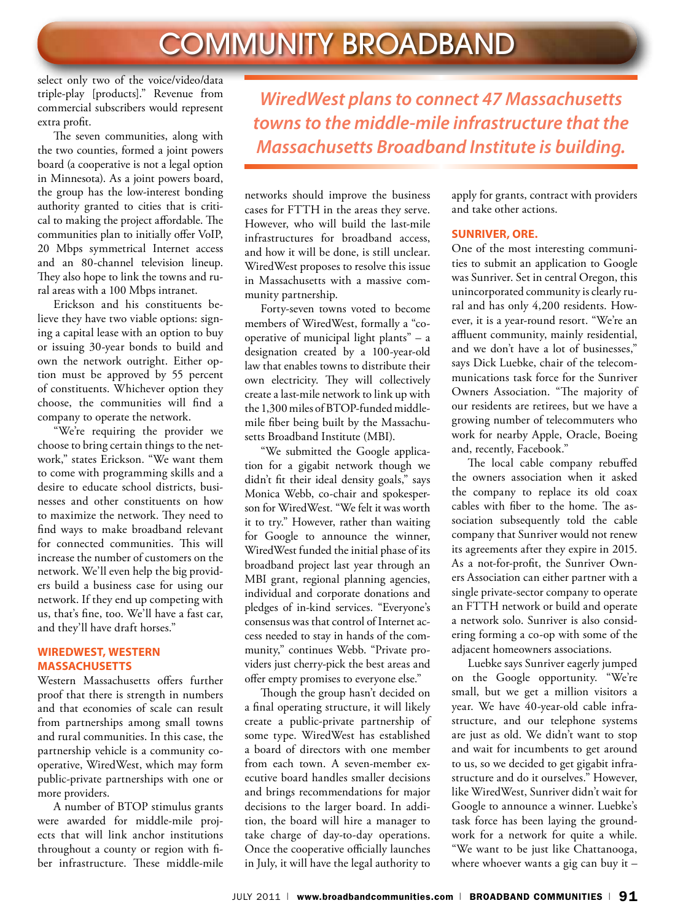select only two of the voice/video/data triple-play [products]." Revenue from commercial subscribers would represent extra profit.

The seven communities, along with the two counties, formed a joint powers board (a cooperative is not a legal option in Minnesota). As a joint powers board, the group has the low-interest bonding authority granted to cities that is critical to making the project affordable. The communities plan to initially offer VoIP, 20 Mbps symmetrical Internet access and an 80-channel television lineup. They also hope to link the towns and rural areas with a 100 Mbps intranet.

Erickson and his constituents believe they have two viable options: signing a capital lease with an option to buy or issuing 30-year bonds to build and own the network outright. Either option must be approved by 55 percent of constituents. Whichever option they choose, the communities will find a company to operate the network.

"We're requiring the provider we choose to bring certain things to the network," states Erickson. "We want them to come with programming skills and a desire to educate school districts, businesses and other constituents on how to maximize the network. They need to find ways to make broadband relevant for connected communities. This will increase the number of customers on the network. We'll even help the big providers build a business case for using our network. If they end up competing with us, that's fine, too. We'll have a fast car, and they'll have draft horses."

### WIREDWEST, WESTERN MASSACHUSETTS

Western Massachusetts offers further proof that there is strength in numbers and that economies of scale can result from partnerships among small towns and rural communities. In this case, the partnership vehicle is a community cooperative, WiredWest, which may form public-private partnerships with one or more providers.

A number of BTOP stimulus grants were awarded for middle-mile projects that will link anchor institutions throughout a county or region with fiber infrastructure. These middle-mile networks should improve the business cases for FTTH in the areas they serve. However, who will build the last-mile infrastructures for broadband access, and how it will be done, is still unclear. WiredWest proposes to resolve this issue in Massachusetts with a massive community partnership.

*WiredWest plans to connect 47 Massachusetts towns to the middle-mile infrastructure that the Massachusetts Broadband Institute is building.*

Forty-seven towns voted to become members of WiredWest, formally a "cooperative of municipal light plants" – a designation created by a 100-year-old law that enables towns to distribute their own electricity. They will collectively create a last-mile network to link up with the 1,300 miles of BTOP-funded middle-mile fiber being built by the Massachusetts Broadband Institute (MBI).

"We submitted the Google application for a gigabit network though we didn't fit their ideal density goals," says Monica Webb, co-chair and spokesperson for WiredWest. "We felt it was worth it to try." However, rather than waiting for Google to announce the winner, WiredWest funded the initial phase of its broadband project last year through an MBI grant, regional planning agencies, individual and corporate donations and pledges of in-kind services. "Everyone's consensus was that control of Internet access needed to stay in hands of the community," continues Webb. "Private providers just cherry-pick the best areas and offer empty promises to everyone else."

Though the group hasn't decided on a final operating structure, it will likely create a public-private partnership of some type. WiredWest has established a board of directors with one member from each town. A seven-member executive board handles smaller decisions and brings recommendations for major decisions to the larger board. In addition, the board will hire a manager to take charge of day-to-day operations. Once the cooperative officially launches in July, it will have the legal authority to apply for grants, contract with providers and take other actions.

### SUNRIVER, ORE.

One of the most interesting communities to submit an application to Google was Sunriver. Set in central Oregon, this unincorporated community is clearly rural and has only 4,200 residents. However, it is a year-round resort. "We're an affluent community, mainly residential, and we don't have a lot of businesses," says Dick Luebke, chair of the telecommunications task force for the Sunriver Owners Association. "The majority of our residents are retirees, but we have a growing number of telecommuters who work for nearby Apple, Oracle, Boeing and, recently, Facebook."

The local cable company rebuffed the owners association when it asked the company to replace its old coax cables with fiber to the home. The association subsequently told the cable company that Sunriver would not renew its agreements after they expire in 2015. As a not-for-profit, the Sunriver Owners Association can either partner with a single private-sector company to operate an FTTH network or build and operate a network solo. Sunriver is also considering forming a co-op with some of the adjacent homeowners associations.

Luebke says Sunriver eagerly jumped on the Google opportunity. "We're small, but we get a million visitors a year. We have 40-year-old cable infrastructure, and our telephone systems are just as old. We didn't want to stop and wait for incumbents to get around to us, so we decided to get gigabit infrastructure and do it ourselves." However, like WiredWest, Sunriver didn't wait for Google to announce a winner. Luebke's task force has been laying the groundwork for a network for quite a while. "We want to be just like Chattanooga, where whoever wants a gig can buy it –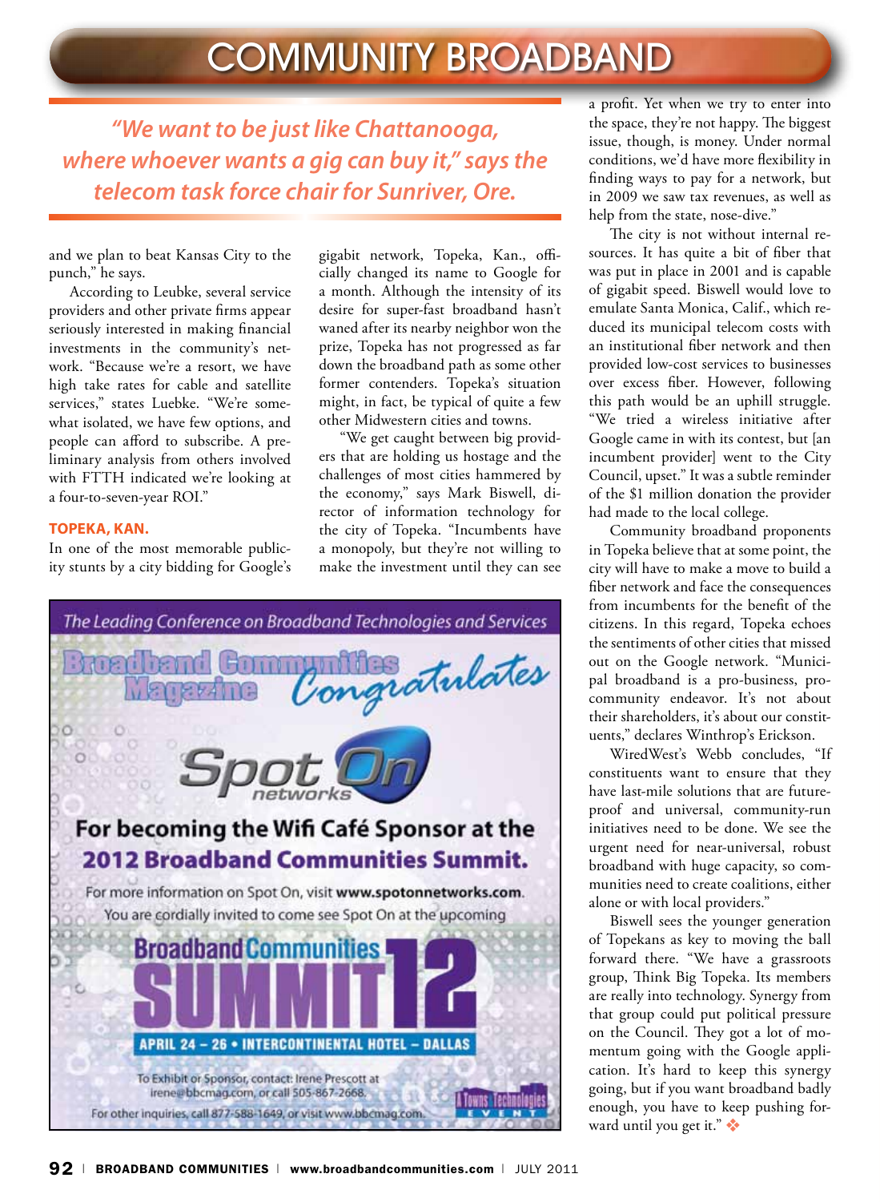> *"We want to be just like Chattanooga, where whoever wants a gig can buy it," says the telecom task force chair for Sunriver, Ore.*

and we plan to beat Kansas City to the punch," he says.

According to Leubke, several service providers and other private firms appear seriously interested in making financial investments in the community's network. "Because we're a resort, we have high take rates for cable and satellite services," states Luebke. "We're somewhat isolated, we have few options, and people can afford to subscribe. A preliminary analysis from others involved with FTTH indicated we're looking at a four-to-seven-year ROI."

### TOPEKA, KAN.

In one of the most memorable publicity stunts by a city bidding for Google's gigabit network, Topeka, Kan., officially changed its name to Google for a month. Although the intensity of its desire for super-fast broadband hasn't waned after its nearby neighbor won the prize, Topeka has not progressed as far down the broadband path as some other former contenders. Topeka's situation might, in fact, be typical of quite a few other Midwestern cities and towns.

"We get caught between big providers that are holding us hostage and the challenges of most cities hammered by the economy," says Mark Biswell, director of information technology for the city of Topeka. "Incumbents have a monopoly, but they're not willing to make the investment until they can see a profit. Yet when we try to enter into the space, they're not happy. The biggest issue, though, is money. Under normal conditions, we'd have more flexibility in finding ways to pay for a network, but in 2009 we saw tax revenues, as well as help from the state, nose-dive."

The city is not without internal resources. It has quite a bit of fiber that was put in place in 2001 and is capable of gigabit speed. Biswell would love to emulate Santa Monica, Calif., which reduced its municipal telecom costs with an institutional fiber network and then provided low-cost services to businesses over excess fiber. However, following this path would be an uphill struggle. "We tried a wireless initiative after Google came in with its contest, but [an incumbent provider] went to the City Council, upset." It was a subtle reminder of the $1 million donation the provider had made to the local college.

Community broadband proponents in Topeka believe that at some point, the city will have to make a move to build a fiber network and face the consequences from incumbents for the benefit of the citizens. In this regard, Topeka echoes the sentiments of other cities that missed out on the Google network. "Municipal broadband is a pro-business, pro-community endeavor. It's not about their shareholders, it's about our constituents," declares Winthrop's Erickson.

WiredWest's Webb concludes, "If constituents want to ensure that they have last-mile solutions that are future-proof and universal, community-run initiatives need to be done. We see the urgent need for near-universal, robust broadband with huge capacity, so communities need to create coalitions, either alone or with local providers."

Biswell sees the younger generation of Topekans as key to moving the ball forward there. "We have a grassroots group, Think Big Topeka. Its members are really into technology. Synergy from that group could put political pressure on the Council. They got a lot of momentum going with the Google application. It's hard to keep this synergy going, but if you want broadband badly enough, you have to keep pushing forward until you get it." ❖

---

*The Leading Conference on Broadband Technologies and Services*

**Broadband Communities Magazine** *Congratulates*

**Spot On networks**

**For becoming the Wifi Café Sponsor at the 2012 Broadband Communities Summit.**

For more information on Spot On, visit **www.spotonnetworks.com**.
You are cordially invited to come see Spot On at the upcoming

**Broadband Communities SUMMIT 12**

**APRIL 24 – 26 • INTERCONTINENTAL HOTEL – DALLAS**

To Exhibit or Sponsor, contact: Irene Prescott at irene@bbcmag.com, or call 505-867-2668.
For other inquiries, call 877-588-1649, or visit www.bbcmag.com.

A Towns & Technologies EVENT